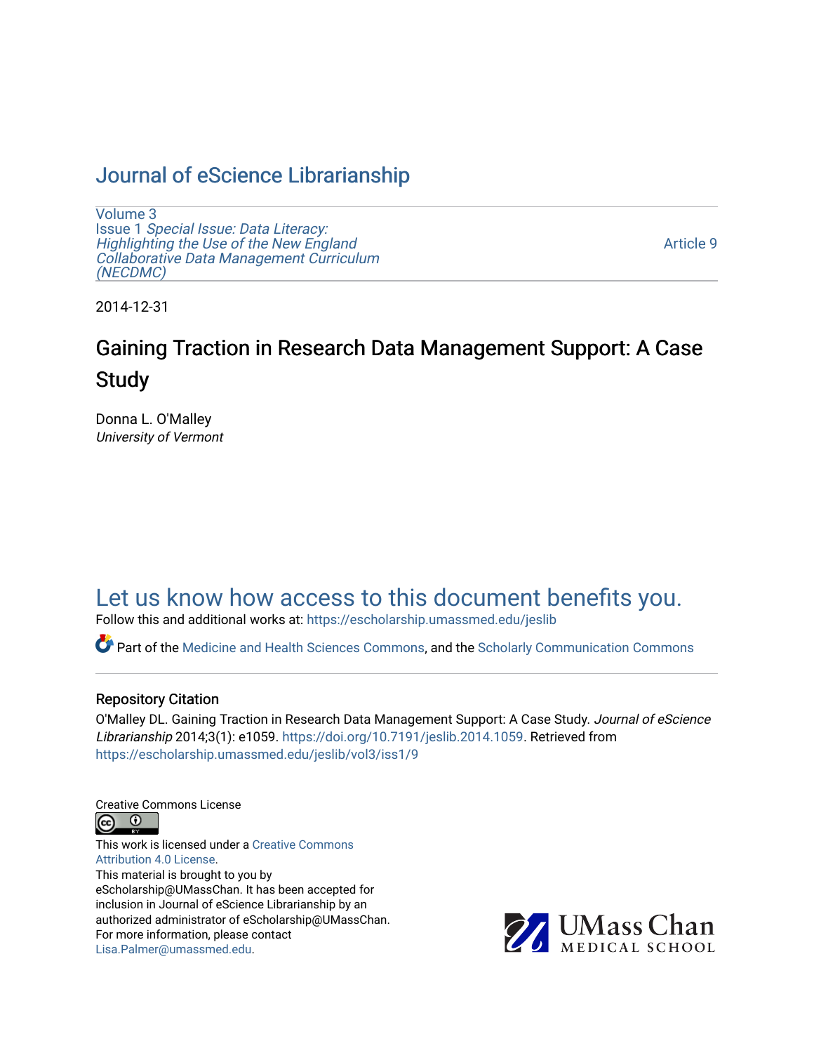# Journal of eScience Librarianship

Volume 3
Issue 1 *Special Issue: Data Literacy: Highlighting the Use of the New England Collaborative Data Management Curriculum (NECDMC)*

Article 9

2014-12-31

## Gaining Traction in Research Data Management Support: A Case Study

Donna L. O'Malley
*University of Vermont*

Let us know how access to this document benefits you.

Follow this and additional works at: https://escholarship.umassmed.edu/jeslib

Part of the Medicine and Health Sciences Commons, and the Scholarly Communication Commons

### Repository Citation

O'Malley DL. Gaining Traction in Research Data Management Support: A Case Study. *Journal of eScience Librarianship* 2014;3(1): e1059. https://doi.org/10.7191/jeslib.2014.1059. Retrieved from https://escholarship.umassmed.edu/jeslib/vol3/iss1/9

Creative Commons License

This work is licensed under a Creative Commons Attribution 4.0 License.

This material is brought to you by eScholarship@UMassChan. It has been accepted for inclusion in Journal of eScience Librarianship by an authorized administrator of eScholarship@UMassChan. For more information, please contact Lisa.Palmer@umassmed.edu.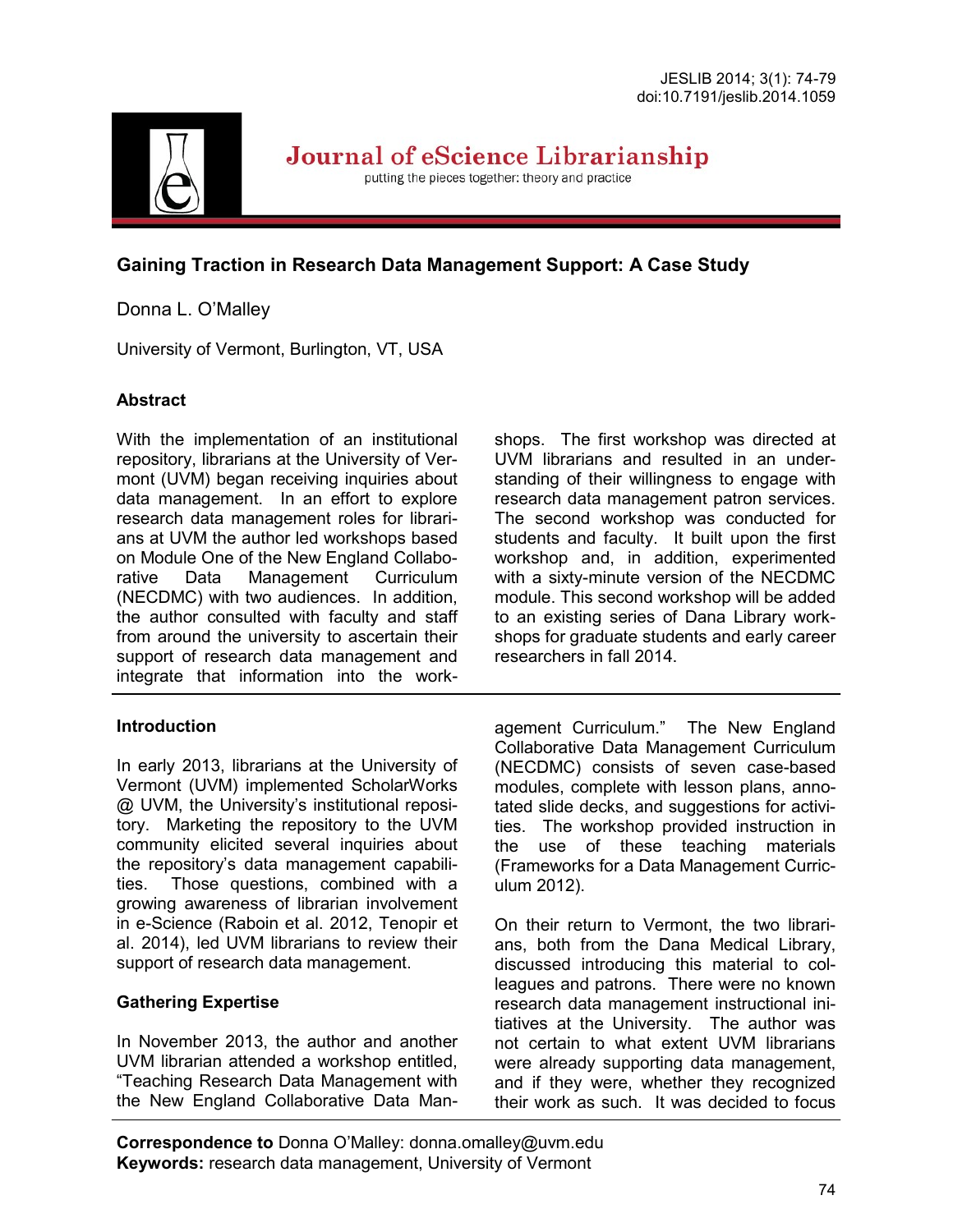## Gaining Traction in Research Data Management Support: A Case Study

Donna L. O'Malley

University of Vermont, Burlington, VT, USA

### Abstract

With the implementation of an institutional repository, librarians at the University of Vermont (UVM) began receiving inquiries about data management. In an effort to explore research data management roles for librarians at UVM the author led workshops based on Module One of the New England Collaborative Data Management Curriculum (NECDMC) with two audiences. In addition, the author consulted with faculty and staff from around the university to ascertain their support of research data management and integrate that information into the workshops. The first workshop was directed at UVM librarians and resulted in an understanding of their willingness to engage with research data management patron services. The second workshop was conducted for students and faculty. It built upon the first workshop and, in addition, experimented with a sixty-minute version of the NECDMC module. This second workshop will be added to an existing series of Dana Library workshops for graduate students and early career researchers in fall 2014.

### Introduction

In early 2013, librarians at the University of Vermont (UVM) implemented ScholarWorks @ UVM, the University's institutional repository. Marketing the repository to the UVM community elicited several inquiries about the repository's data management capabilities. Those questions, combined with a growing awareness of librarian involvement in e-Science (Raboin et al. 2012, Tenopir et al. 2014), led UVM librarians to review their support of research data management.

### Gathering Expertise

In November 2013, the author and another UVM librarian attended a workshop entitled, "Teaching Research Data Management with the New England Collaborative Data Management Curriculum." The New England Collaborative Data Management Curriculum (NECDMC) consists of seven case-based modules, complete with lesson plans, annotated slide decks, and suggestions for activities. The workshop provided instruction in the use of these teaching materials (Frameworks for a Data Management Curriculum 2012).

On their return to Vermont, the two librarians, both from the Dana Medical Library, discussed introducing this material to colleagues and patrons. There were no known research data management instructional initiatives at the University. The author was not certain to what extent UVM librarians were already supporting data management, and if they were, whether they recognized their work as such. It was decided to focus

**Correspondence to** Donna O'Malley: donna.omalley@uvm.edu
**Keywords:** research data management, University of Vermont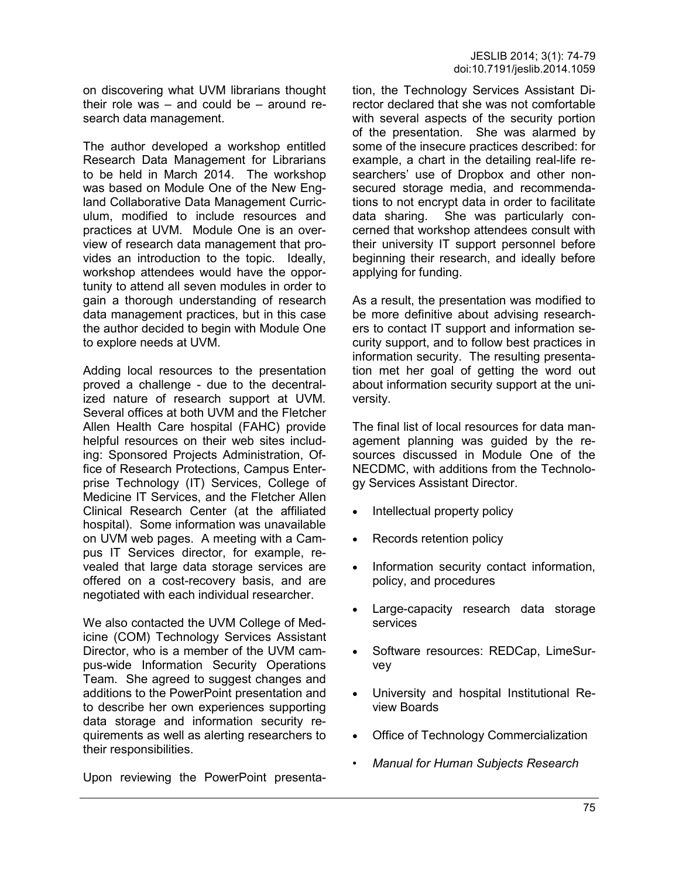on discovering what UVM librarians thought their role was – and could be – around research data management.

The author developed a workshop entitled Research Data Management for Librarians to be held in March 2014. The workshop was based on Module One of the New England Collaborative Data Management Curriculum, modified to include resources and practices at UVM. Module One is an overview of research data management that provides an introduction to the topic. Ideally, workshop attendees would have the opportunity to attend all seven modules in order to gain a thorough understanding of research data management practices, but in this case the author decided to begin with Module One to explore needs at UVM.

Adding local resources to the presentation proved a challenge - due to the decentralized nature of research support at UVM. Several offices at both UVM and the Fletcher Allen Health Care hospital (FAHC) provide helpful resources on their web sites including: Sponsored Projects Administration, Office of Research Protections, Campus Enterprise Technology (IT) Services, College of Medicine IT Services, and the Fletcher Allen Clinical Research Center (at the affiliated hospital). Some information was unavailable on UVM web pages. A meeting with a Campus IT Services director, for example, revealed that large data storage services are offered on a cost-recovery basis, and are negotiated with each individual researcher.

We also contacted the UVM College of Medicine (COM) Technology Services Assistant Director, who is a member of the UVM campus-wide Information Security Operations Team. She agreed to suggest changes and additions to the PowerPoint presentation and to describe her own experiences supporting data storage and information security requirements as well as alerting researchers to their responsibilities.

Upon reviewing the PowerPoint presentation, the Technology Services Assistant Director declared that she was not comfortable with several aspects of the security portion of the presentation. She was alarmed by some of the insecure practices described: for example, a chart in the detailing real-life researchers' use of Dropbox and other non-secured storage media, and recommendations to not encrypt data in order to facilitate data sharing. She was particularly concerned that workshop attendees consult with their university IT support personnel before beginning their research, and ideally before applying for funding.

As a result, the presentation was modified to be more definitive about advising researchers to contact IT support and information security support, and to follow best practices in information security. The resulting presentation met her goal of getting the word out about information security support at the university.

The final list of local resources for data management planning was guided by the resources discussed in Module One of the NECDMC, with additions from the Technology Services Assistant Director.

- Intellectual property policy
- Records retention policy
- Information security contact information, policy, and procedures
- Large-capacity research data storage services
- Software resources: REDCap, LimeSurvey
- University and hospital Institutional Review Boards
- Office of Technology Commercialization
- *Manual for Human Subjects Research*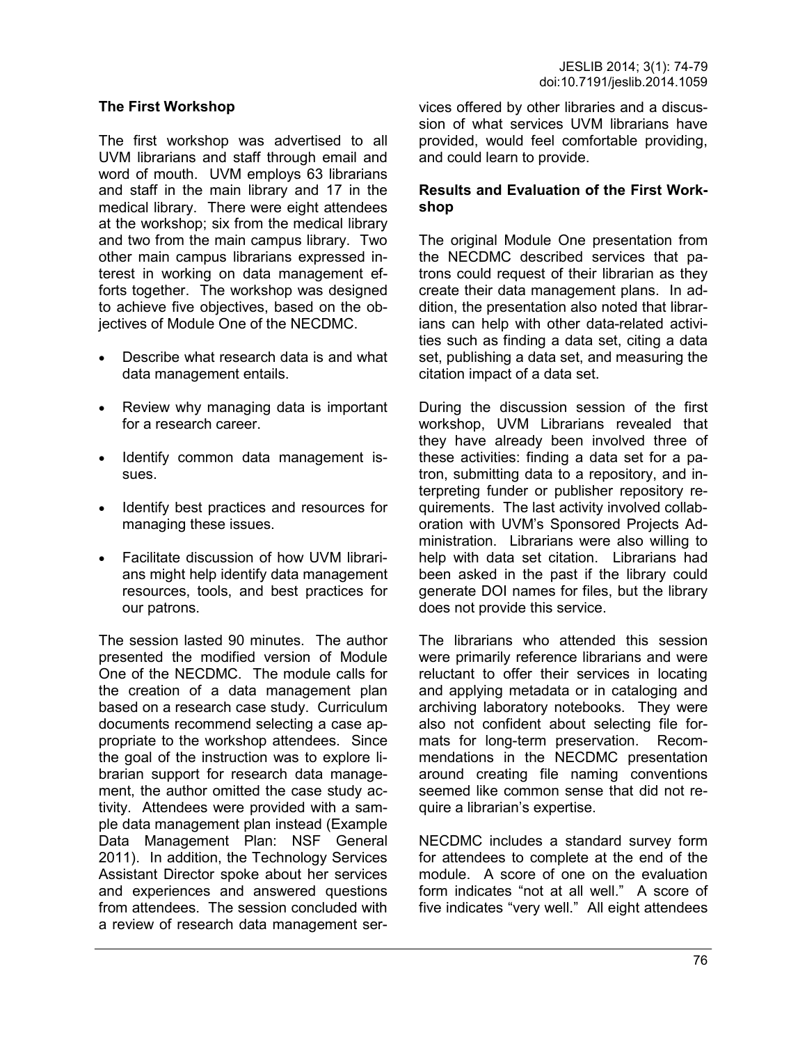### The First Workshop

The first workshop was advertised to all UVM librarians and staff through email and word of mouth. UVM employs 63 librarians and staff in the main library and 17 in the medical library. There were eight attendees at the workshop; six from the medical library and two from the main campus library. Two other main campus librarians expressed interest in working on data management efforts together. The workshop was designed to achieve five objectives, based on the objectives of Module One of the NECDMC.

- Describe what research data is and what data management entails.
- Review why managing data is important for a research career.
- Identify common data management issues.
- Identify best practices and resources for managing these issues.
- Facilitate discussion of how UVM librarians might help identify data management resources, tools, and best practices for our patrons.

The session lasted 90 minutes. The author presented the modified version of Module One of the NECDMC. The module calls for the creation of a data management plan based on a research case study. Curriculum documents recommend selecting a case appropriate to the workshop attendees. Since the goal of the instruction was to explore librarian support for research data management, the author omitted the case study activity. Attendees were provided with a sample data management plan instead (Example Data Management Plan: NSF General 2011). In addition, the Technology Services Assistant Director spoke about her services and experiences and answered questions from attendees. The session concluded with a review of research data management services offered by other libraries and a discussion of what services UVM librarians have provided, would feel comfortable providing, and could learn to provide.

### Results and Evaluation of the First Workshop

The original Module One presentation from the NECDMC described services that patrons could request of their librarian as they create their data management plans. In addition, the presentation also noted that librarians can help with other data-related activities such as finding a data set, citing a data set, publishing a data set, and measuring the citation impact of a data set.

During the discussion session of the first workshop, UVM Librarians revealed that they have already been involved three of these activities: finding a data set for a patron, submitting data to a repository, and interpreting funder or publisher repository requirements. The last activity involved collaboration with UVM's Sponsored Projects Administration. Librarians were also willing to help with data set citation. Librarians had been asked in the past if the library could generate DOI names for files, but the library does not provide this service.

The librarians who attended this session were primarily reference librarians and were reluctant to offer their services in locating and applying metadata or in cataloging and archiving laboratory notebooks. They were also not confident about selecting file formats for long-term preservation. Recommendations in the NECDMC presentation around creating file naming conventions seemed like common sense that did not require a librarian's expertise.

NECDMC includes a standard survey form for attendees to complete at the end of the module. A score of one on the evaluation form indicates "not at all well." A score of five indicates "very well." All eight attendees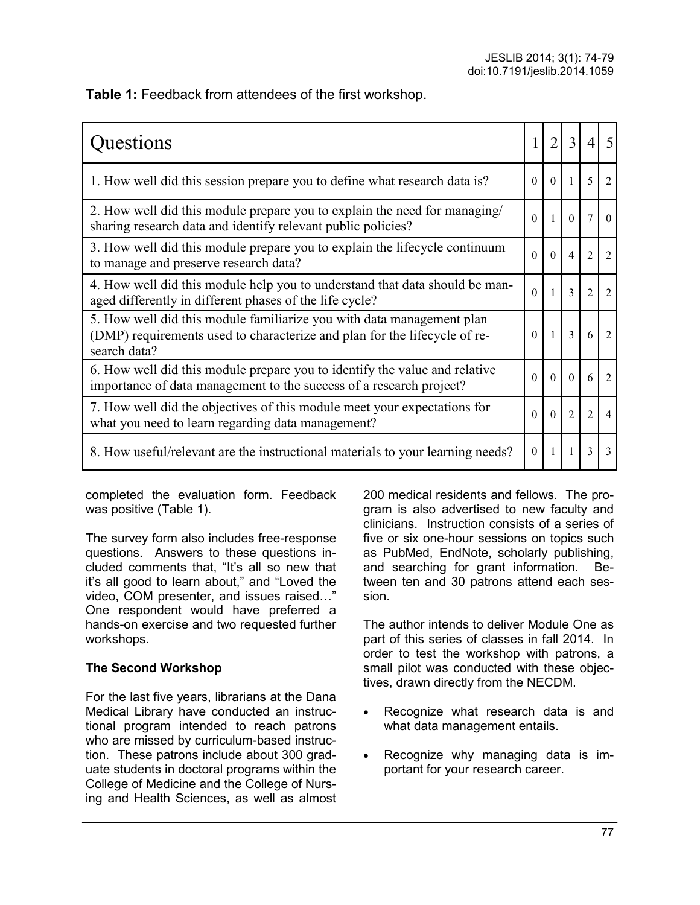**Table 1:** Feedback from attendees of the first workshop.

| Questions | 1 | 2 | 3 | 4 | 5 |
|---|---|---|---|---|---|
| 1. How well did this session prepare you to define what research data is? | 0 | 0 | 1 | 5 | 2 |
| 2. How well did this module prepare you to explain the need for managing/ sharing research data and identify relevant public policies? | 0 | 1 | 0 | 7 | 0 |
| 3. How well did this module prepare you to explain the lifecycle continuum to manage and preserve research data? | 0 | 0 | 4 | 2 | 2 |
| 4. How well did this module help you to understand that data should be managed differently in different phases of the life cycle? | 0 | 1 | 3 | 2 | 2 |
| 5. How well did this module familiarize you with data management plan (DMP) requirements used to characterize and plan for the lifecycle of research data? | 0 | 1 | 3 | 6 | 2 |
| 6. How well did this module prepare you to identify the value and relative importance of data management to the success of a research project? | 0 | 0 | 0 | 6 | 2 |
| 7. How well did the objectives of this module meet your expectations for what you need to learn regarding data management? | 0 | 0 | 2 | 2 | 4 |
| 8. How useful/relevant are the instructional materials to your learning needs? | 0 | 1 | 1 | 3 | 3 |

completed the evaluation form. Feedback was positive (Table 1).

The survey form also includes free-response questions. Answers to these questions included comments that, "It's all so new that it's all good to learn about," and "Loved the video, COM presenter, and issues raised…" One respondent would have preferred a hands-on exercise and two requested further workshops.

**The Second Workshop**

For the last five years, librarians at the Dana Medical Library have conducted an instructional program intended to reach patrons who are missed by curriculum-based instruction. These patrons include about 300 graduate students in doctoral programs within the College of Medicine and the College of Nursing and Health Sciences, as well as almost 200 medical residents and fellows. The program is also advertised to new faculty and clinicians. Instruction consists of a series of five or six one-hour sessions on topics such as PubMed, EndNote, scholarly publishing, and searching for grant information. Between ten and 30 patrons attend each session.

The author intends to deliver Module One as part of this series of classes in fall 2014. In order to test the workshop with patrons, a small pilot was conducted with these objectives, drawn directly from the NECDM.

- Recognize what research data is and what data management entails.
- Recognize why managing data is important for your research career.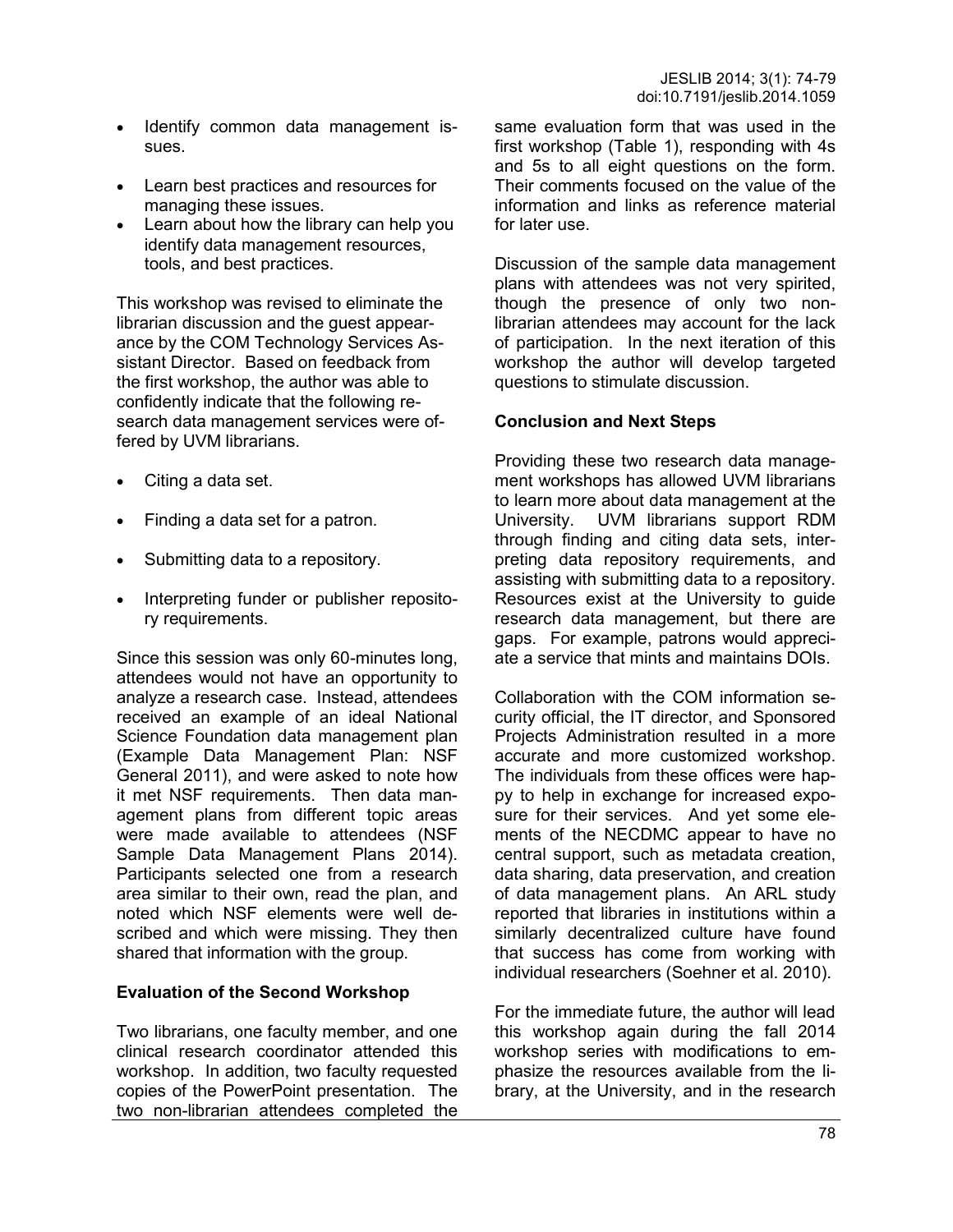- Identify common data management issues.
- Learn best practices and resources for managing these issues.
- Learn about how the library can help you identify data management resources, tools, and best practices.

This workshop was revised to eliminate the librarian discussion and the guest appearance by the COM Technology Services Assistant Director. Based on feedback from the first workshop, the author was able to confidently indicate that the following research data management services were offered by UVM librarians.

- Citing a data set.
- Finding a data set for a patron.
- Submitting data to a repository.
- Interpreting funder or publisher repository requirements.

Since this session was only 60-minutes long, attendees would not have an opportunity to analyze a research case. Instead, attendees received an example of an ideal National Science Foundation data management plan (Example Data Management Plan: NSF General 2011), and were asked to note how it met NSF requirements. Then data management plans from different topic areas were made available to attendees (NSF Sample Data Management Plans 2014). Participants selected one from a research area similar to their own, read the plan, and noted which NSF elements were well described and which were missing. They then shared that information with the group.

### Evaluation of the Second Workshop

Two librarians, one faculty member, and one clinical research coordinator attended this workshop. In addition, two faculty requested copies of the PowerPoint presentation. The two non-librarian attendees completed the same evaluation form that was used in the first workshop (Table 1), responding with 4s and 5s to all eight questions on the form. Their comments focused on the value of the information and links as reference material for later use.

Discussion of the sample data management plans with attendees was not very spirited, though the presence of only two non-librarian attendees may account for the lack of participation. In the next iteration of this workshop the author will develop targeted questions to stimulate discussion.

### Conclusion and Next Steps

Providing these two research data management workshops has allowed UVM librarians to learn more about data management at the University. UVM librarians support RDM through finding and citing data sets, interpreting data repository requirements, and assisting with submitting data to a repository. Resources exist at the University to guide research data management, but there are gaps. For example, patrons would appreciate a service that mints and maintains DOIs.

Collaboration with the COM information security official, the IT director, and Sponsored Projects Administration resulted in a more accurate and more customized workshop. The individuals from these offices were happy to help in exchange for increased exposure for their services. And yet some elements of the NECDMC appear to have no central support, such as metadata creation, data sharing, data preservation, and creation of data management plans. An ARL study reported that libraries in institutions within a similarly decentralized culture have found that success has come from working with individual researchers (Soehner et al. 2010).

For the immediate future, the author will lead this workshop again during the fall 2014 workshop series with modifications to emphasize the resources available from the library, at the University, and in the research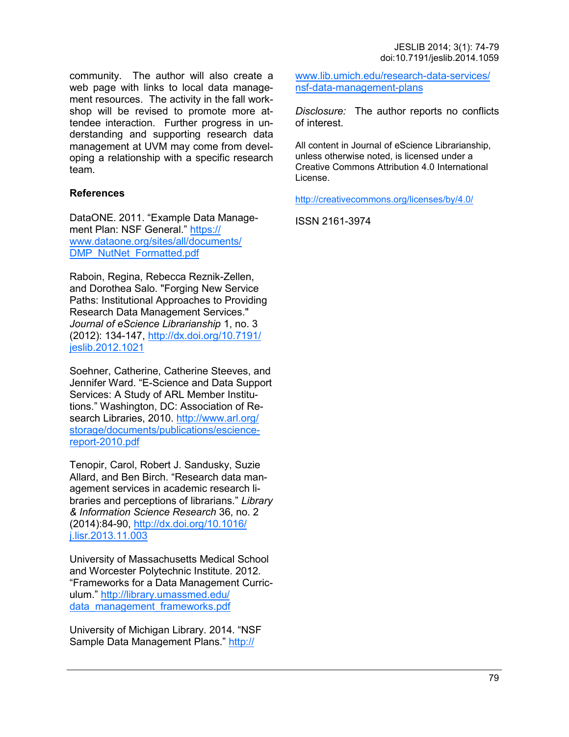community. The author will also create a web page with links to local data management resources. The activity in the fall workshop will be revised to promote more attendee interaction. Further progress in understanding and supporting research data management at UVM may come from developing a relationship with a specific research team.

## References

DataONE. 2011. “Example Data Management Plan: NSF General.” https://www.dataone.org/sites/all/documents/DMP_NutNet_Formatted.pdf

Raboin, Regina, Rebecca Reznik-Zellen, and Dorothea Salo. "Forging New Service Paths: Institutional Approaches to Providing Research Data Management Services." *Journal of eScience Librarianship* 1, no. 3 (2012): 134-147, http://dx.doi.org/10.7191/jeslib.2012.1021

Soehner, Catherine, Catherine Steeves, and Jennifer Ward. “E-Science and Data Support Services: A Study of ARL Member Institutions.” Washington, DC: Association of Research Libraries, 2010. http://www.arl.org/storage/documents/publications/escience-report-2010.pdf

Tenopir, Carol, Robert J. Sandusky, Suzie Allard, and Ben Birch. “Research data management services in academic research libraries and perceptions of librarians.” *Library & Information Science Research* 36, no. 2 (2014):84-90, http://dx.doi.org/10.1016/j.lisr.2013.11.003

University of Massachusetts Medical School and Worcester Polytechnic Institute. 2012. “Frameworks for a Data Management Curriculum.” http://library.umassmed.edu/data_management_frameworks.pdf

University of Michigan Library. 2014. “NSF Sample Data Management Plans.” http://www.lib.umich.edu/research-data-services/nsf-data-management-plans

*Disclosure:* The author reports no conflicts of interest.

All content in Journal of eScience Librarianship, unless otherwise noted, is licensed under a Creative Commons Attribution 4.0 International License.

http://creativecommons.org/licenses/by/4.0/

ISSN 2161-3974